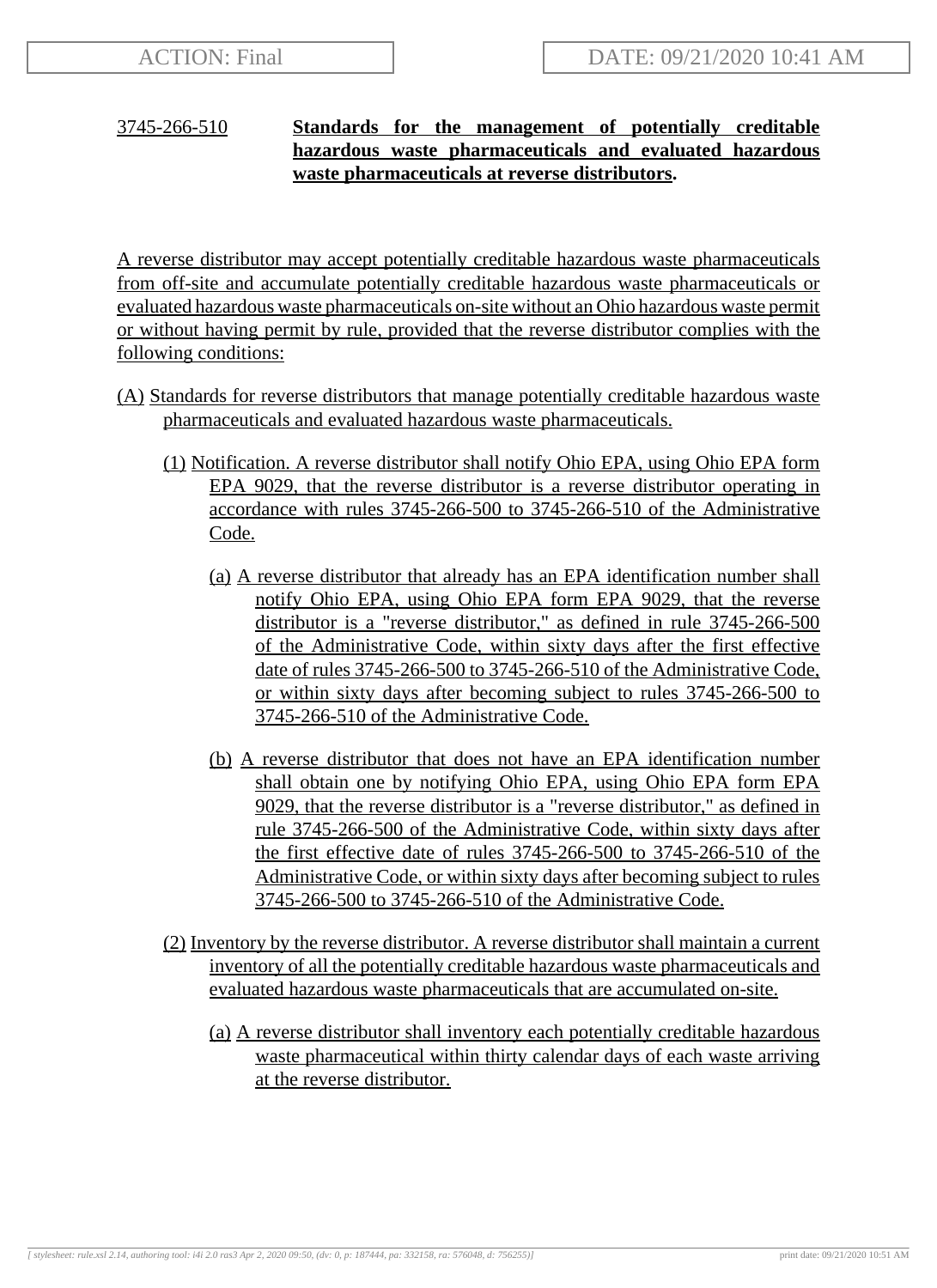3745-266-510 **Standards for the management of potentially creditable hazardous waste pharmaceuticals and evaluated hazardous waste pharmaceuticals at reverse distributors.**

A reverse distributor may accept potentially creditable hazardous waste pharmaceuticals from off-site and accumulate potentially creditable hazardous waste pharmaceuticals or evaluated hazardous waste pharmaceuticals on-site without an Ohio hazardous waste permit or without having permit by rule, provided that the reverse distributor complies with the following conditions:

(A) Standards for reverse distributors that manage potentially creditable hazardous waste pharmaceuticals and evaluated hazardous waste pharmaceuticals.

(1) Notification. A reverse distributor shall notify Ohio EPA, using Ohio EPA form EPA 9029, that the reverse distributor is a reverse distributor operating in accordance with rules 3745-266-500 to 3745-266-510 of the Administrative Code.

(a) A reverse distributor that already has an EPA identification number shall notify Ohio EPA, using Ohio EPA form EPA 9029, that the reverse distributor is a "reverse distributor," as defined in rule 3745-266-500 of the Administrative Code, within sixty days after the first effective date of rules 3745-266-500 to 3745-266-510 of the Administrative Code, or within sixty days after becoming subject to rules 3745-266-500 to 3745-266-510 of the Administrative Code.

(b) A reverse distributor that does not have an EPA identification number shall obtain one by notifying Ohio EPA, using Ohio EPA form EPA 9029, that the reverse distributor is a "reverse distributor," as defined in rule 3745-266-500 of the Administrative Code, within sixty days after the first effective date of rules 3745-266-500 to 3745-266-510 of the Administrative Code, or within sixty days after becoming subject to rules 3745-266-500 to 3745-266-510 of the Administrative Code.

(2) Inventory by the reverse distributor. A reverse distributor shall maintain a current inventory of all the potentially creditable hazardous waste pharmaceuticals and evaluated hazardous waste pharmaceuticals that are accumulated on-site.

(a) A reverse distributor shall inventory each potentially creditable hazardous waste pharmaceutical within thirty calendar days of each waste arriving at the reverse distributor.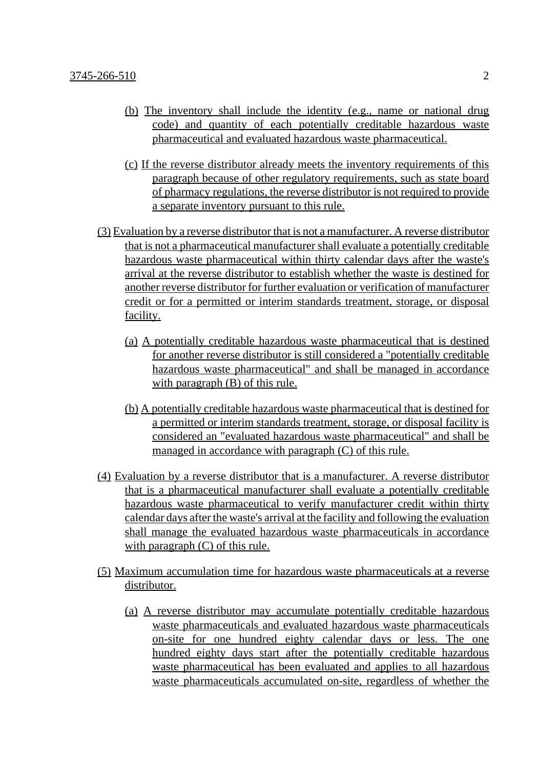(b) The inventory shall include the identity (e.g., name or national drug code) and quantity of each potentially creditable hazardous waste pharmaceutical and evaluated hazardous waste pharmaceutical.

(c) If the reverse distributor already meets the inventory requirements of this paragraph because of other regulatory requirements, such as state board of pharmacy regulations, the reverse distributor is not required to provide a separate inventory pursuant to this rule.

(3) Evaluation by a reverse distributor that is not a manufacturer. A reverse distributor that is not a pharmaceutical manufacturer shall evaluate a potentially creditable hazardous waste pharmaceutical within thirty calendar days after the waste's arrival at the reverse distributor to establish whether the waste is destined for another reverse distributor for further evaluation or verification of manufacturer credit or for a permitted or interim standards treatment, storage, or disposal facility.

(a) A potentially creditable hazardous waste pharmaceutical that is destined for another reverse distributor is still considered a "potentially creditable hazardous waste pharmaceutical" and shall be managed in accordance with paragraph (B) of this rule.

(b) A potentially creditable hazardous waste pharmaceutical that is destined for a permitted or interim standards treatment, storage, or disposal facility is considered an "evaluated hazardous waste pharmaceutical" and shall be managed in accordance with paragraph (C) of this rule.

(4) Evaluation by a reverse distributor that is a manufacturer. A reverse distributor that is a pharmaceutical manufacturer shall evaluate a potentially creditable hazardous waste pharmaceutical to verify manufacturer credit within thirty calendar days after the waste's arrival at the facility and following the evaluation shall manage the evaluated hazardous waste pharmaceuticals in accordance with paragraph (C) of this rule.

(5) Maximum accumulation time for hazardous waste pharmaceuticals at a reverse distributor.

(a) A reverse distributor may accumulate potentially creditable hazardous waste pharmaceuticals and evaluated hazardous waste pharmaceuticals on-site for one hundred eighty calendar days or less. The one hundred eighty days start after the potentially creditable hazardous waste pharmaceutical has been evaluated and applies to all hazardous waste pharmaceuticals accumulated on-site, regardless of whether the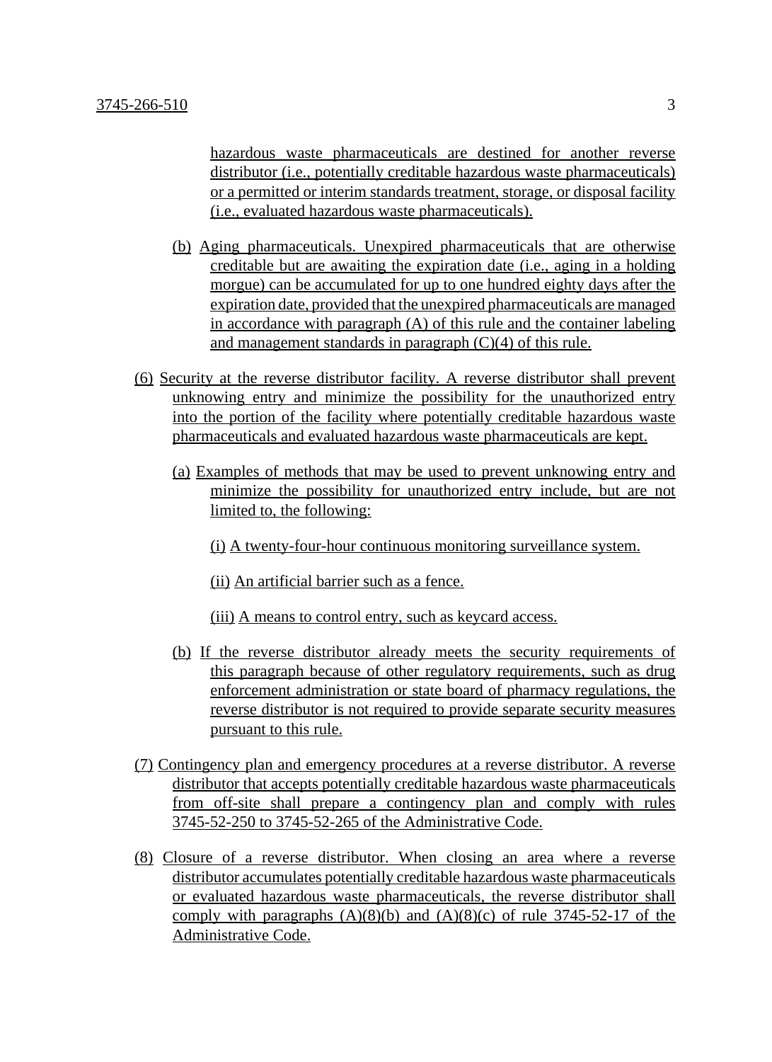hazardous waste pharmaceuticals are destined for another reverse distributor (i.e., potentially creditable hazardous waste pharmaceuticals) or a permitted or interim standards treatment, storage, or disposal facility (i.e., evaluated hazardous waste pharmaceuticals).

(b) Aging pharmaceuticals. Unexpired pharmaceuticals that are otherwise creditable but are awaiting the expiration date (i.e., aging in a holding morgue) can be accumulated for up to one hundred eighty days after the expiration date, provided that the unexpired pharmaceuticals are managed in accordance with paragraph (A) of this rule and the container labeling and management standards in paragraph (C)(4) of this rule.

(6) Security at the reverse distributor facility. A reverse distributor shall prevent unknowing entry and minimize the possibility for the unauthorized entry into the portion of the facility where potentially creditable hazardous waste pharmaceuticals and evaluated hazardous waste pharmaceuticals are kept.

(a) Examples of methods that may be used to prevent unknowing entry and minimize the possibility for unauthorized entry include, but are not limited to, the following:

(i) A twenty-four-hour continuous monitoring surveillance system.

(ii) An artificial barrier such as a fence.

(iii) A means to control entry, such as keycard access.

(b) If the reverse distributor already meets the security requirements of this paragraph because of other regulatory requirements, such as drug enforcement administration or state board of pharmacy regulations, the reverse distributor is not required to provide separate security measures pursuant to this rule.

(7) Contingency plan and emergency procedures at a reverse distributor. A reverse distributor that accepts potentially creditable hazardous waste pharmaceuticals from off-site shall prepare a contingency plan and comply with rules 3745-52-250 to 3745-52-265 of the Administrative Code.

(8) Closure of a reverse distributor. When closing an area where a reverse distributor accumulates potentially creditable hazardous waste pharmaceuticals or evaluated hazardous waste pharmaceuticals, the reverse distributor shall comply with paragraphs (A)(8)(b) and (A)(8)(c) of rule 3745-52-17 of the Administrative Code.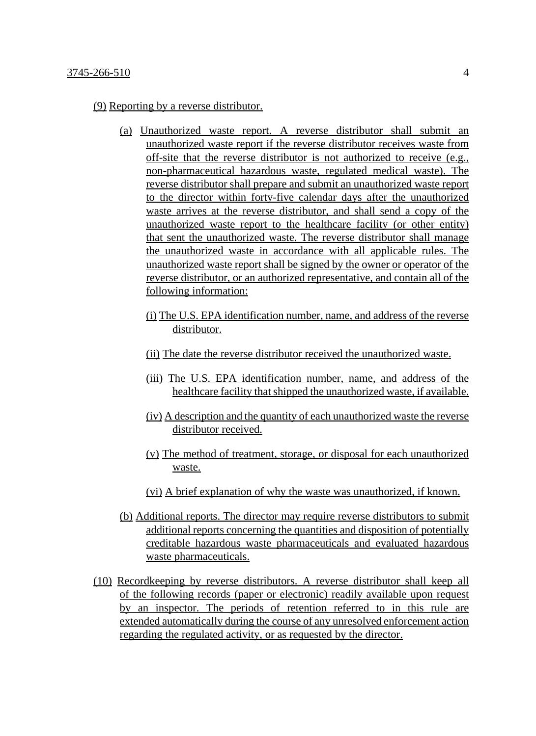(9) Reporting by a reverse distributor.

(a) Unauthorized waste report. A reverse distributor shall submit an unauthorized waste report if the reverse distributor receives waste from off-site that the reverse distributor is not authorized to receive (e.g., non-pharmaceutical hazardous waste, regulated medical waste). The reverse distributor shall prepare and submit an unauthorized waste report to the director within forty-five calendar days after the unauthorized waste arrives at the reverse distributor, and shall send a copy of the unauthorized waste report to the healthcare facility (or other entity) that sent the unauthorized waste. The reverse distributor shall manage the unauthorized waste in accordance with all applicable rules. The unauthorized waste report shall be signed by the owner or operator of the reverse distributor, or an authorized representative, and contain all of the following information:

(i) The U.S. EPA identification number, name, and address of the reverse distributor.

(ii) The date the reverse distributor received the unauthorized waste.

(iii) The U.S. EPA identification number, name, and address of the healthcare facility that shipped the unauthorized waste, if available.

(iv) A description and the quantity of each unauthorized waste the reverse distributor received.

(v) The method of treatment, storage, or disposal for each unauthorized waste.

(vi) A brief explanation of why the waste was unauthorized, if known.

(b) Additional reports. The director may require reverse distributors to submit additional reports concerning the quantities and disposition of potentially creditable hazardous waste pharmaceuticals and evaluated hazardous waste pharmaceuticals.

(10) Recordkeeping by reverse distributors. A reverse distributor shall keep all of the following records (paper or electronic) readily available upon request by an inspector. The periods of retention referred to in this rule are extended automatically during the course of any unresolved enforcement action regarding the regulated activity, or as requested by the director.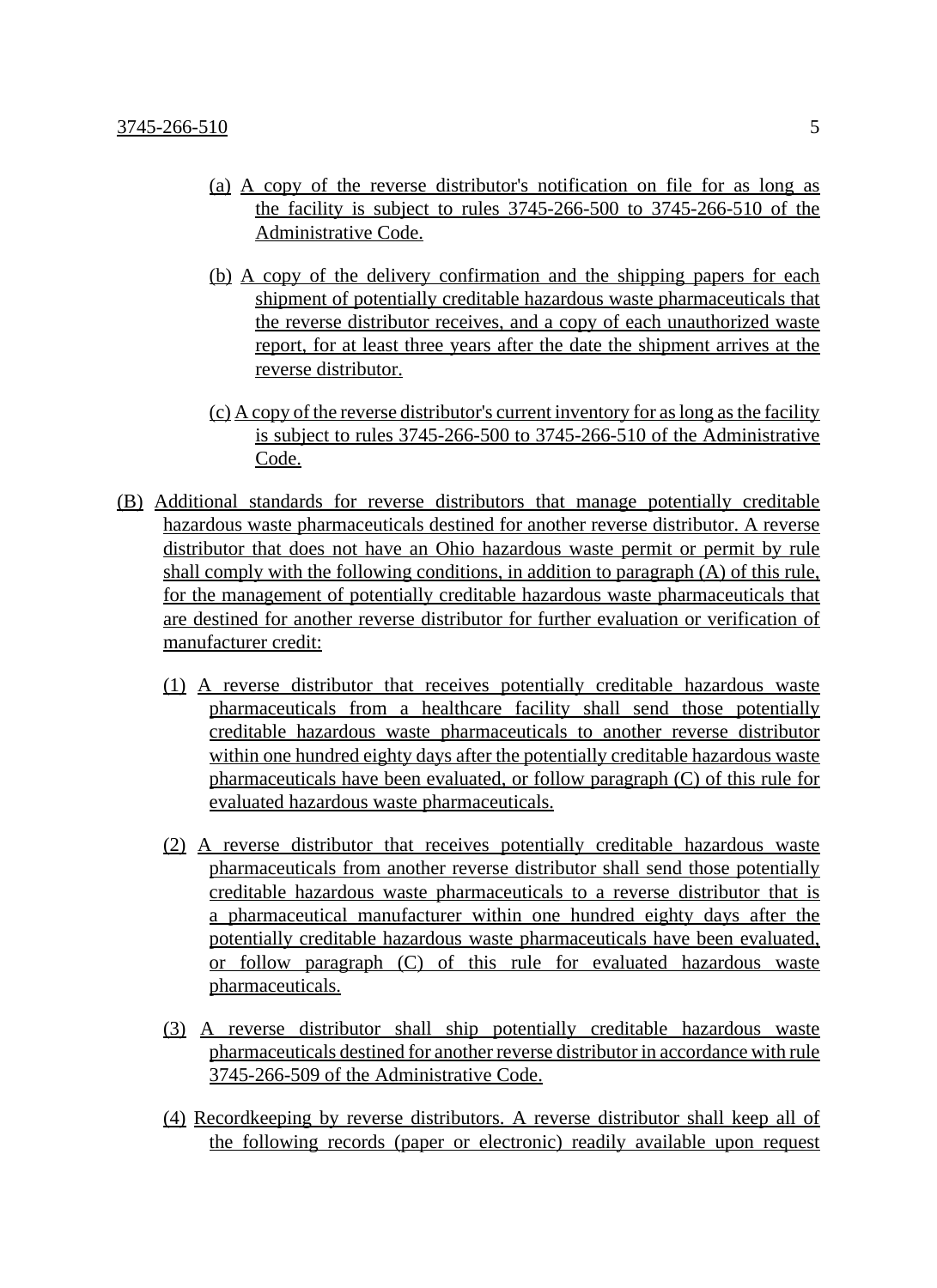(a) A copy of the reverse distributor's notification on file for as long as the facility is subject to rules 3745-266-500 to 3745-266-510 of the Administrative Code.

(b) A copy of the delivery confirmation and the shipping papers for each shipment of potentially creditable hazardous waste pharmaceuticals that the reverse distributor receives, and a copy of each unauthorized waste report, for at least three years after the date the shipment arrives at the reverse distributor.

(c) A copy of the reverse distributor's current inventory for as long as the facility is subject to rules 3745-266-500 to 3745-266-510 of the Administrative Code.

(B) Additional standards for reverse distributors that manage potentially creditable hazardous waste pharmaceuticals destined for another reverse distributor. A reverse distributor that does not have an Ohio hazardous waste permit or permit by rule shall comply with the following conditions, in addition to paragraph (A) of this rule, for the management of potentially creditable hazardous waste pharmaceuticals that are destined for another reverse distributor for further evaluation or verification of manufacturer credit:

(1) A reverse distributor that receives potentially creditable hazardous waste pharmaceuticals from a healthcare facility shall send those potentially creditable hazardous waste pharmaceuticals to another reverse distributor within one hundred eighty days after the potentially creditable hazardous waste pharmaceuticals have been evaluated, or follow paragraph (C) of this rule for evaluated hazardous waste pharmaceuticals.

(2) A reverse distributor that receives potentially creditable hazardous waste pharmaceuticals from another reverse distributor shall send those potentially creditable hazardous waste pharmaceuticals to a reverse distributor that is a pharmaceutical manufacturer within one hundred eighty days after the potentially creditable hazardous waste pharmaceuticals have been evaluated, or follow paragraph (C) of this rule for evaluated hazardous waste pharmaceuticals.

(3) A reverse distributor shall ship potentially creditable hazardous waste pharmaceuticals destined for another reverse distributor in accordance with rule 3745-266-509 of the Administrative Code.

(4) Recordkeeping by reverse distributors. A reverse distributor shall keep all of the following records (paper or electronic) readily available upon request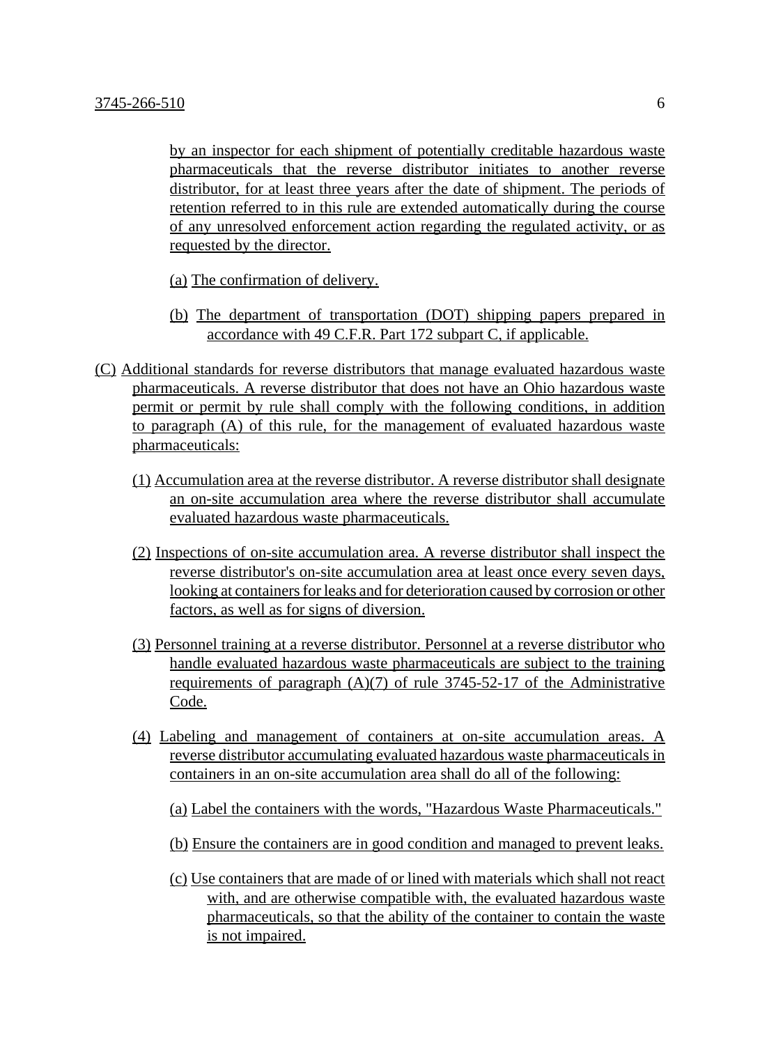by an inspector for each shipment of potentially creditable hazardous waste pharmaceuticals that the reverse distributor initiates to another reverse distributor, for at least three years after the date of shipment. The periods of retention referred to in this rule are extended automatically during the course of any unresolved enforcement action regarding the regulated activity, or as requested by the director.

(a) The confirmation of delivery.

(b) The department of transportation (DOT) shipping papers prepared in accordance with 49 C.F.R. Part 172 subpart C, if applicable.

(C) Additional standards for reverse distributors that manage evaluated hazardous waste pharmaceuticals. A reverse distributor that does not have an Ohio hazardous waste permit or permit by rule shall comply with the following conditions, in addition to paragraph (A) of this rule, for the management of evaluated hazardous waste pharmaceuticals:

(1) Accumulation area at the reverse distributor. A reverse distributor shall designate an on-site accumulation area where the reverse distributor shall accumulate evaluated hazardous waste pharmaceuticals.

(2) Inspections of on-site accumulation area. A reverse distributor shall inspect the reverse distributor's on-site accumulation area at least once every seven days, looking at containers for leaks and for deterioration caused by corrosion or other factors, as well as for signs of diversion.

(3) Personnel training at a reverse distributor. Personnel at a reverse distributor who handle evaluated hazardous waste pharmaceuticals are subject to the training requirements of paragraph (A)(7) of rule 3745-52-17 of the Administrative Code.

(4) Labeling and management of containers at on-site accumulation areas. A reverse distributor accumulating evaluated hazardous waste pharmaceuticals in containers in an on-site accumulation area shall do all of the following:

(a) Label the containers with the words, "Hazardous Waste Pharmaceuticals."

(b) Ensure the containers are in good condition and managed to prevent leaks.

(c) Use containers that are made of or lined with materials which shall not react with, and are otherwise compatible with, the evaluated hazardous waste pharmaceuticals, so that the ability of the container to contain the waste is not impaired.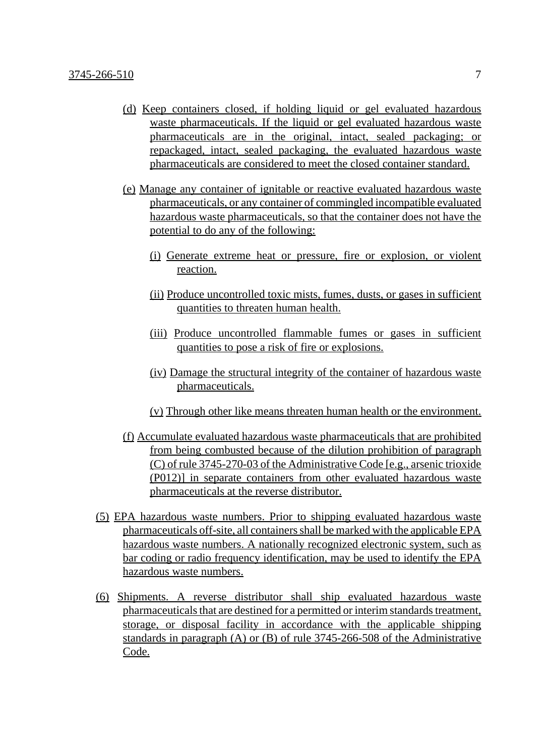(d) Keep containers closed, if holding liquid or gel evaluated hazardous waste pharmaceuticals. If the liquid or gel evaluated hazardous waste pharmaceuticals are in the original, intact, sealed packaging; or repackaged, intact, sealed packaging, the evaluated hazardous waste pharmaceuticals are considered to meet the closed container standard.

(e) Manage any container of ignitable or reactive evaluated hazardous waste pharmaceuticals, or any container of commingled incompatible evaluated hazardous waste pharmaceuticals, so that the container does not have the potential to do any of the following:

(i) Generate extreme heat or pressure, fire or explosion, or violent reaction.

(ii) Produce uncontrolled toxic mists, fumes, dusts, or gases in sufficient quantities to threaten human health.

(iii) Produce uncontrolled flammable fumes or gases in sufficient quantities to pose a risk of fire or explosions.

(iv) Damage the structural integrity of the container of hazardous waste pharmaceuticals.

(v) Through other like means threaten human health or the environment.

(f) Accumulate evaluated hazardous waste pharmaceuticals that are prohibited from being combusted because of the dilution prohibition of paragraph (C) of rule 3745-270-03 of the Administrative Code [e.g., arsenic trioxide (P012)] in separate containers from other evaluated hazardous waste pharmaceuticals at the reverse distributor.

(5) EPA hazardous waste numbers. Prior to shipping evaluated hazardous waste pharmaceuticals off-site, all containers shall be marked with the applicable EPA hazardous waste numbers. A nationally recognized electronic system, such as bar coding or radio frequency identification, may be used to identify the EPA hazardous waste numbers.

(6) Shipments. A reverse distributor shall ship evaluated hazardous waste pharmaceuticals that are destined for a permitted or interim standards treatment, storage, or disposal facility in accordance with the applicable shipping standards in paragraph (A) or (B) of rule 3745-266-508 of the Administrative Code.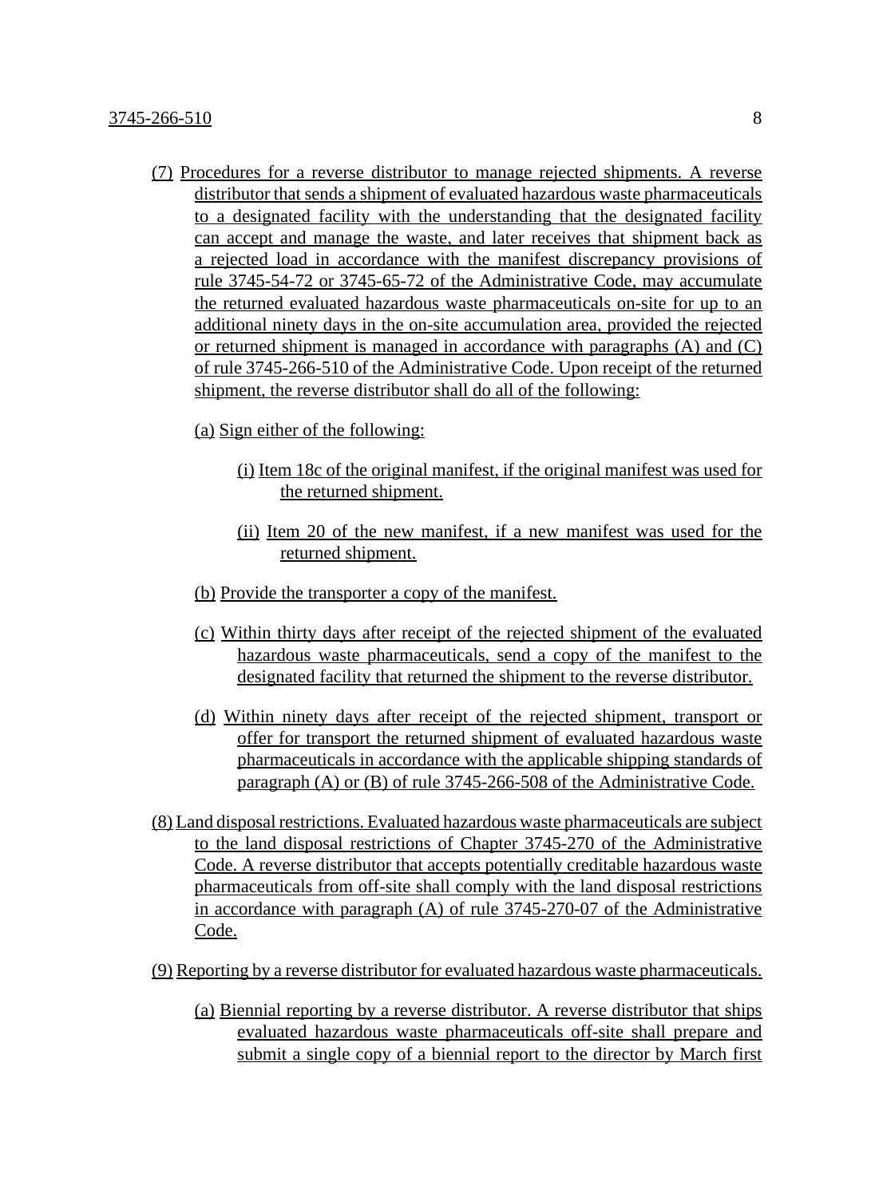(7) Procedures for a reverse distributor to manage rejected shipments. A reverse distributor that sends a shipment of evaluated hazardous waste pharmaceuticals to a designated facility with the understanding that the designated facility can accept and manage the waste, and later receives that shipment back as a rejected load in accordance with the manifest discrepancy provisions of rule 3745-54-72 or 3745-65-72 of the Administrative Code, may accumulate the returned evaluated hazardous waste pharmaceuticals on-site for up to an additional ninety days in the on-site accumulation area, provided the rejected or returned shipment is managed in accordance with paragraphs (A) and (C) of rule 3745-266-510 of the Administrative Code. Upon receipt of the returned shipment, the reverse distributor shall do all of the following:

   (a) Sign either of the following:

      (i) Item 18c of the original manifest, if the original manifest was used for the returned shipment.

      (ii) Item 20 of the new manifest, if a new manifest was used for the returned shipment.

   (b) Provide the transporter a copy of the manifest.

   (c) Within thirty days after receipt of the rejected shipment of the evaluated hazardous waste pharmaceuticals, send a copy of the manifest to the designated facility that returned the shipment to the reverse distributor.

   (d) Within ninety days after receipt of the rejected shipment, transport or offer for transport the returned shipment of evaluated hazardous waste pharmaceuticals in accordance with the applicable shipping standards of paragraph (A) or (B) of rule 3745-266-508 of the Administrative Code.

(8) Land disposal restrictions. Evaluated hazardous waste pharmaceuticals are subject to the land disposal restrictions of Chapter 3745-270 of the Administrative Code. A reverse distributor that accepts potentially creditable hazardous waste pharmaceuticals from off-site shall comply with the land disposal restrictions in accordance with paragraph (A) of rule 3745-270-07 of the Administrative Code.

(9) Reporting by a reverse distributor for evaluated hazardous waste pharmaceuticals.

   (a) Biennial reporting by a reverse distributor. A reverse distributor that ships evaluated hazardous waste pharmaceuticals off-site shall prepare and submit a single copy of a biennial report to the director by March first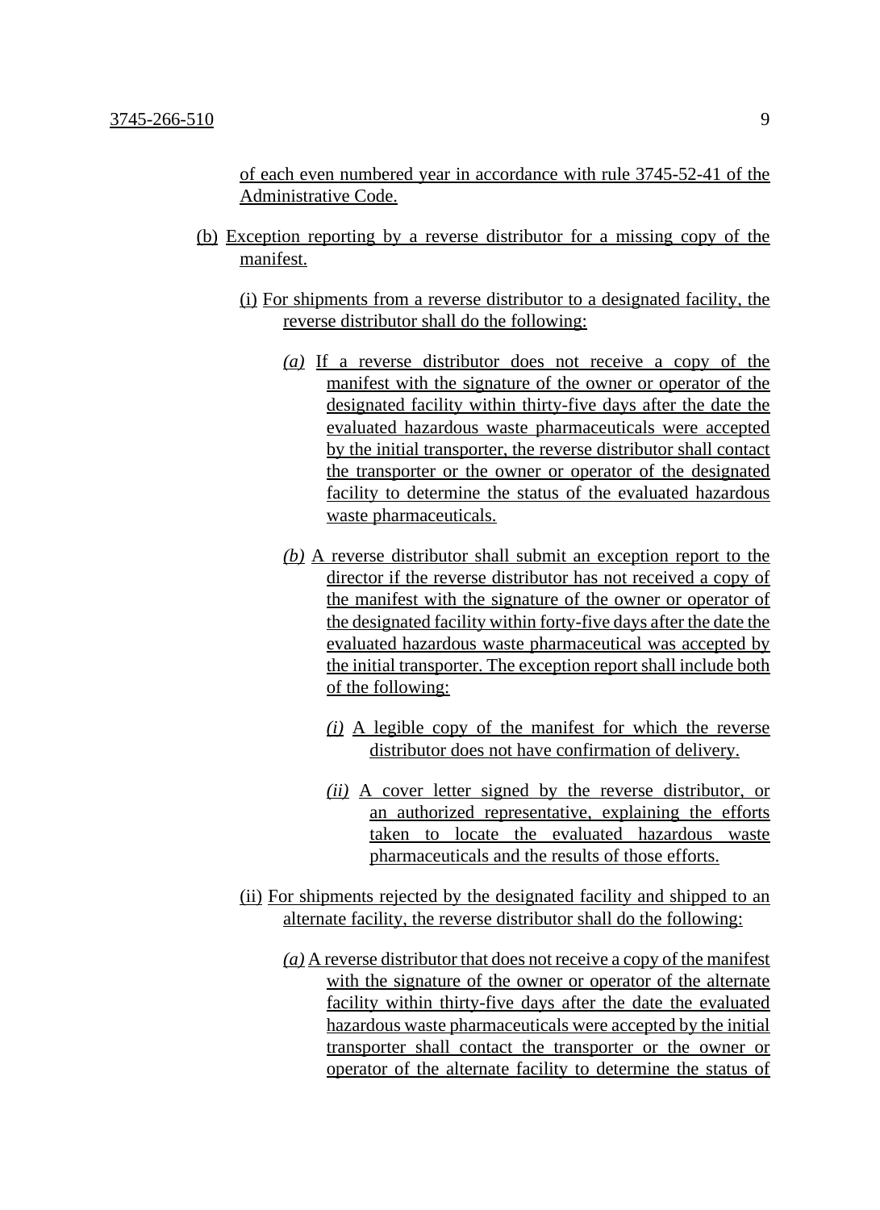of each even numbered year in accordance with rule 3745-52-41 of the Administrative Code.

(b) Exception reporting by a reverse distributor for a missing copy of the manifest.

(i) For shipments from a reverse distributor to a designated facility, the reverse distributor shall do the following:

*(a)* If a reverse distributor does not receive a copy of the manifest with the signature of the owner or operator of the designated facility within thirty-five days after the date the evaluated hazardous waste pharmaceuticals were accepted by the initial transporter, the reverse distributor shall contact the transporter or the owner or operator of the designated facility to determine the status of the evaluated hazardous waste pharmaceuticals.

*(b)* A reverse distributor shall submit an exception report to the director if the reverse distributor has not received a copy of the manifest with the signature of the owner or operator of the designated facility within forty-five days after the date the evaluated hazardous waste pharmaceutical was accepted by the initial transporter. The exception report shall include both of the following:

*(i)* A legible copy of the manifest for which the reverse distributor does not have confirmation of delivery.

*(ii)* A cover letter signed by the reverse distributor, or an authorized representative, explaining the efforts taken to locate the evaluated hazardous waste pharmaceuticals and the results of those efforts.

(ii) For shipments rejected by the designated facility and shipped to an alternate facility, the reverse distributor shall do the following:

*(a)* A reverse distributor that does not receive a copy of the manifest with the signature of the owner or operator of the alternate facility within thirty-five days after the date the evaluated hazardous waste pharmaceuticals were accepted by the initial transporter shall contact the transporter or the owner or operator of the alternate facility to determine the status of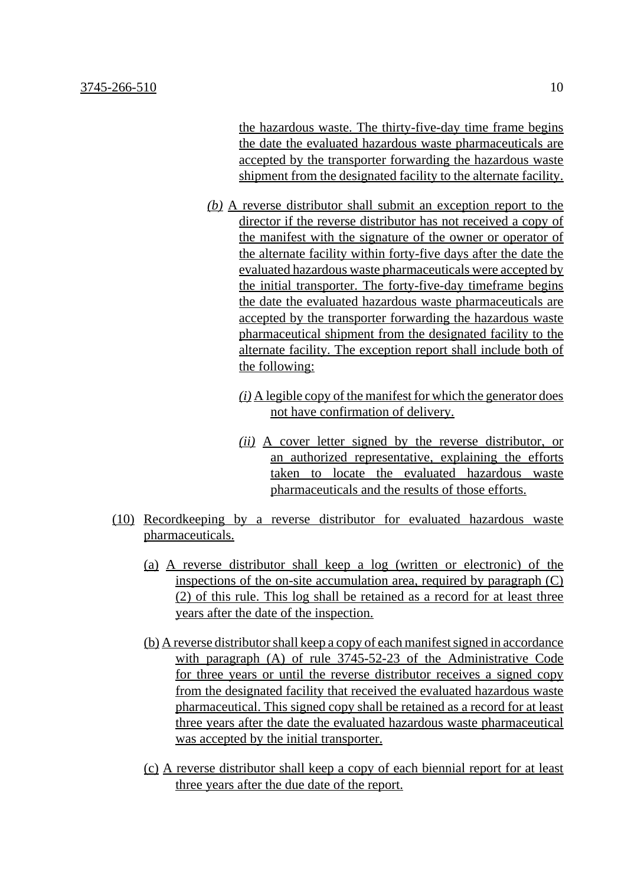the hazardous waste. The thirty-five-day time frame begins the date the evaluated hazardous waste pharmaceuticals are accepted by the transporter forwarding the hazardous waste shipment from the designated facility to the alternate facility.

*(b)* A reverse distributor shall submit an exception report to the director if the reverse distributor has not received a copy of the manifest with the signature of the owner or operator of the alternate facility within forty-five days after the date the evaluated hazardous waste pharmaceuticals were accepted by the initial transporter. The forty-five-day timeframe begins the date the evaluated hazardous waste pharmaceuticals are accepted by the transporter forwarding the hazardous waste pharmaceutical shipment from the designated facility to the alternate facility. The exception report shall include both of the following:

*(i)* A legible copy of the manifest for which the generator does not have confirmation of delivery.

*(ii)* A cover letter signed by the reverse distributor, or an authorized representative, explaining the efforts taken to locate the evaluated hazardous waste pharmaceuticals and the results of those efforts.

(10) Recordkeeping by a reverse distributor for evaluated hazardous waste pharmaceuticals.

(a) A reverse distributor shall keep a log (written or electronic) of the inspections of the on-site accumulation area, required by paragraph (C)(2) of this rule. This log shall be retained as a record for at least three years after the date of the inspection.

(b) A reverse distributor shall keep a copy of each manifest signed in accordance with paragraph (A) of rule 3745-52-23 of the Administrative Code for three years or until the reverse distributor receives a signed copy from the designated facility that received the evaluated hazardous waste pharmaceutical. This signed copy shall be retained as a record for at least three years after the date the evaluated hazardous waste pharmaceutical was accepted by the initial transporter.

(c) A reverse distributor shall keep a copy of each biennial report for at least three years after the due date of the report.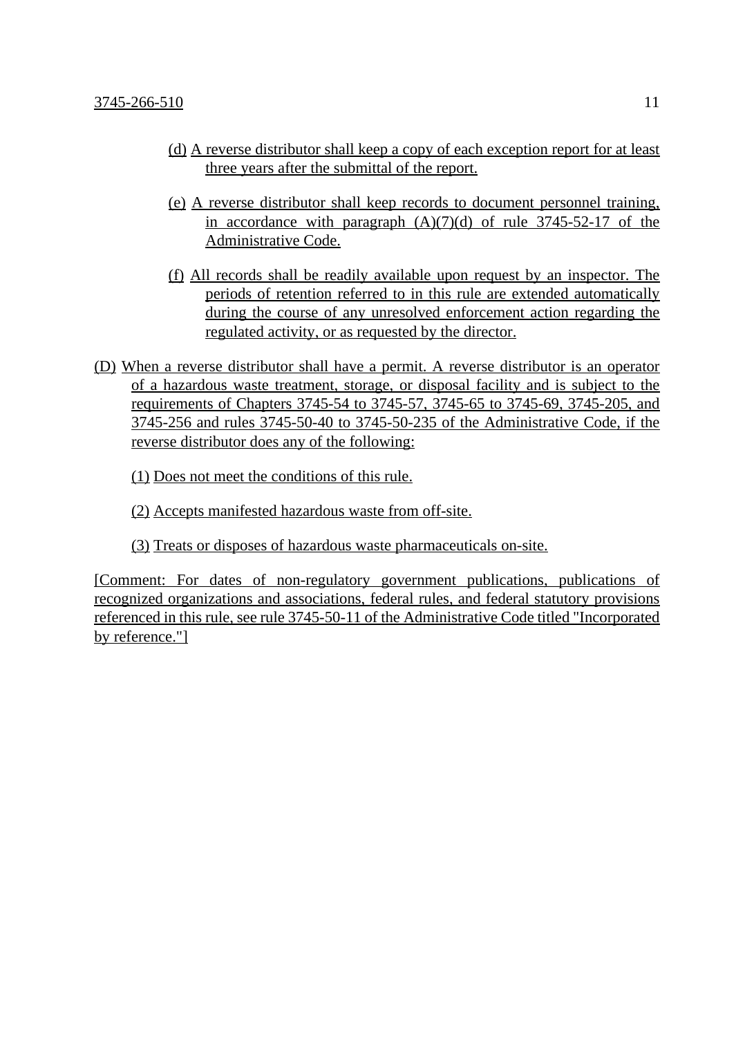(d) A reverse distributor shall keep a copy of each exception report for at least three years after the submittal of the report.

(e) A reverse distributor shall keep records to document personnel training, in accordance with paragraph (A)(7)(d) of rule 3745-52-17 of the Administrative Code.

(f) All records shall be readily available upon request by an inspector. The periods of retention referred to in this rule are extended automatically during the course of any unresolved enforcement action regarding the regulated activity, or as requested by the director.

(D) When a reverse distributor shall have a permit. A reverse distributor is an operator of a hazardous waste treatment, storage, or disposal facility and is subject to the requirements of Chapters 3745-54 to 3745-57, 3745-65 to 3745-69, 3745-205, and 3745-256 and rules 3745-50-40 to 3745-50-235 of the Administrative Code, if the reverse distributor does any of the following:

(1) Does not meet the conditions of this rule.

(2) Accepts manifested hazardous waste from off-site.

(3) Treats or disposes of hazardous waste pharmaceuticals on-site.

[Comment: For dates of non-regulatory government publications, publications of recognized organizations and associations, federal rules, and federal statutory provisions referenced in this rule, see rule 3745-50-11 of the Administrative Code titled "Incorporated by reference."]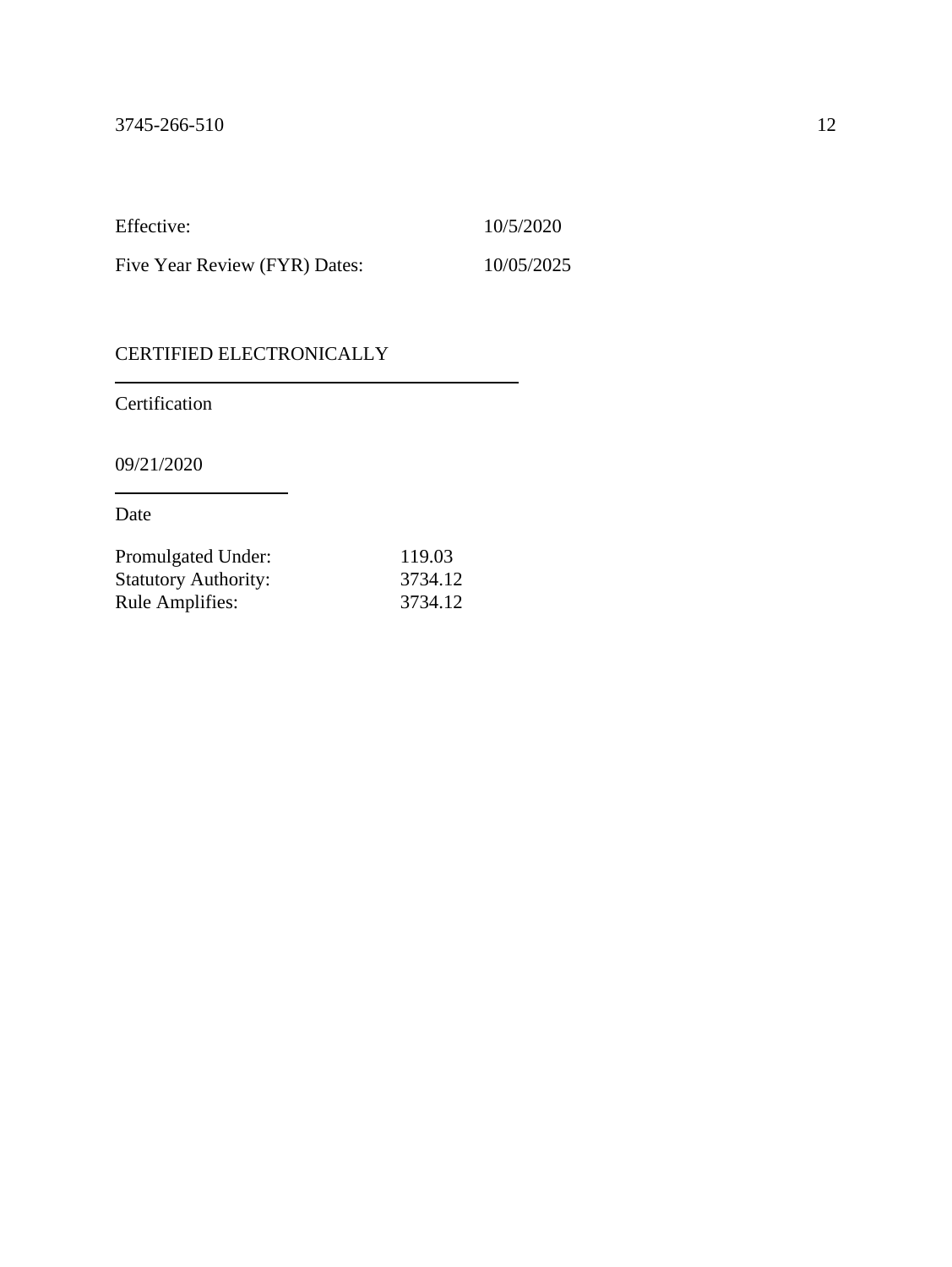| | |
|---|---|
| Effective: | 10/5/2020 |
| Five Year Review (FYR) Dates: | 10/05/2025 |

CERTIFIED ELECTRONICALLY

Certification

09/21/2020

Date

| | |
|---|---|
| Promulgated Under: | 119.03 |
| Statutory Authority: | 3734.12 |
| Rule Amplifies: | 3734.12 |